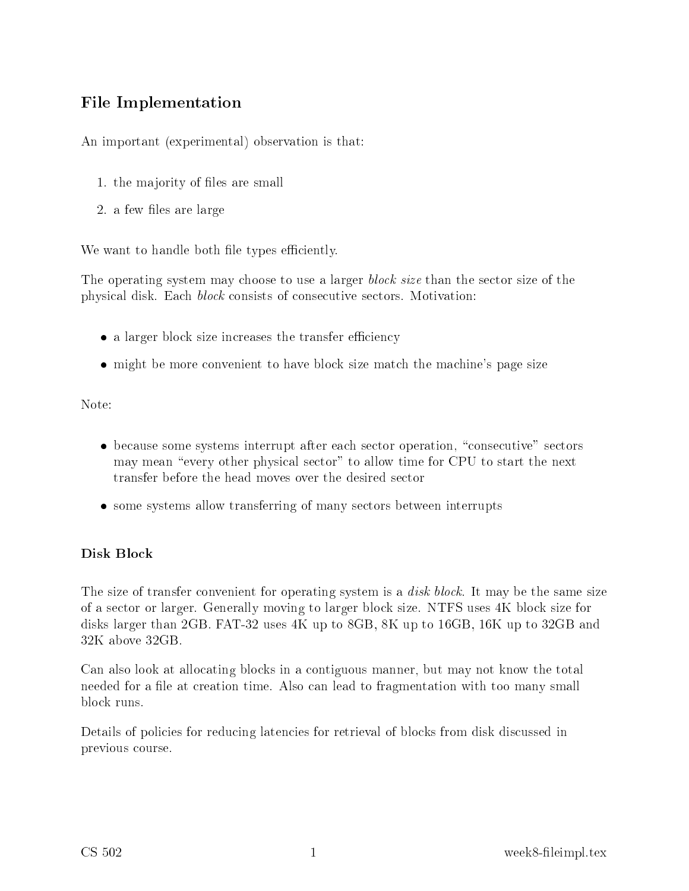# File Implementation

An important (experimental) observation is that:

1. the majority of files are small
2. a few files are large

We want to handle both file types efficiently.

The operating system may choose to use a larger *block size* than the sector size of the physical disk. Each *block* consists of consecutive sectors. Motivation:

- a larger block size increases the transfer efficiency
- might be more convenient to have block size match the machine's page size

Note:

- because some systems interrupt after each sector operation, "consecutive" sectors may mean "every other physical sector" to allow time for CPU to start the next transfer before the head moves over the desired sector
- some systems allow transferring of many sectors between interrupts

### Disk Block

The size of transfer convenient for operating system is a *disk block*. It may be the same size of a sector or larger. Generally moving to larger block size. NTFS uses 4K block size for disks larger than 2GB. FAT-32 uses 4K up to 8GB, 8K up to 16GB, 16K up to 32GB and 32K above 32GB.

Can also look at allocating blocks in a contiguous manner, but may not know the total needed for a file at creation time. Also can lead to fragmentation with too many small block runs.

Details of policies for reducing latencies for retrieval of blocks from disk discussed in previous course.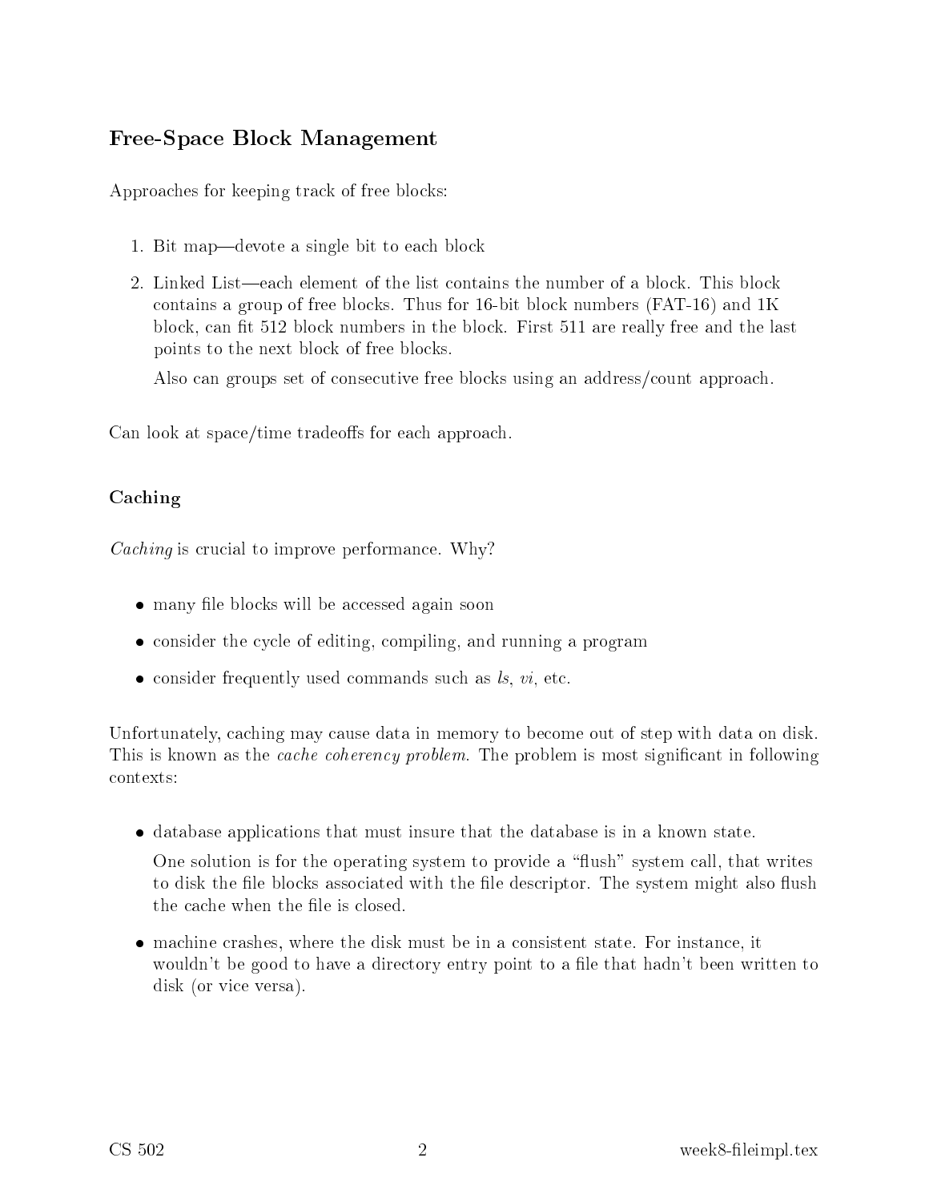## Free-Space Block Management

Approaches for keeping track of free blocks:

1. Bit map—devote a single bit to each block
2. Linked List—each element of the list contains the number of a block. This block contains a group of free blocks. Thus for 16-bit block numbers (FAT-16) and 1K block, can fit 512 block numbers in the block. First 511 are really free and the last points to the next block of free blocks.

   Also can groups set of consecutive free blocks using an address/count approach.

Can look at space/time tradeoffs for each approach.

### Caching

*Caching* is crucial to improve performance. Why?

- many file blocks will be accessed again soon
- consider the cycle of editing, compiling, and running a program
- consider frequently used commands such as *ls*, *vi*, etc.

Unfortunately, caching may cause data in memory to become out of step with data on disk. This is known as the *cache coherency problem.* The problem is most significant in following contexts:

- database applications that must insure that the database is in a known state.

  One solution is for the operating system to provide a "flush" system call, that writes to disk the file blocks associated with the file descriptor. The system might also flush the cache when the file is closed.

- machine crashes, where the disk must be in a consistent state. For instance, it wouldn't be good to have a directory entry point to a file that hadn't been written to disk (or vice versa).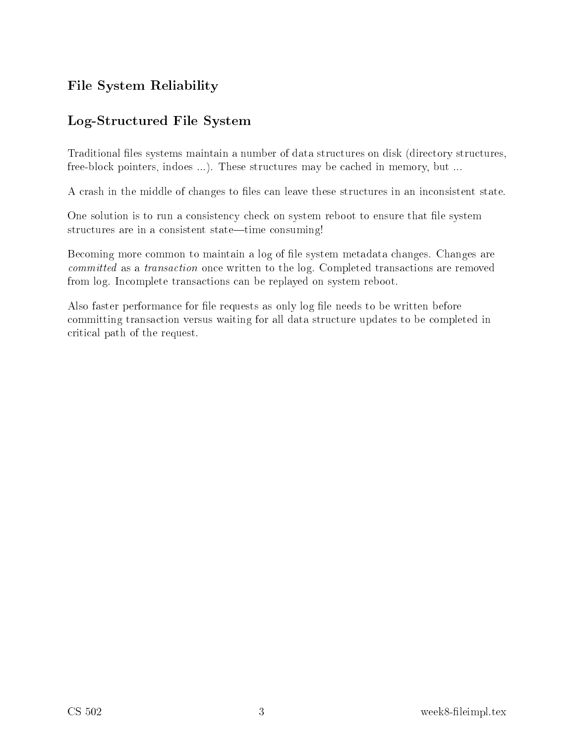## File System Reliability

## Log-Structured File System

Traditional files systems maintain a number of data structures on disk (directory structures, free-block pointers, indoes ...). These structures may be cached in memory, but ...

A crash in the middle of changes to files can leave these structures in an inconsistent state.

One solution is to run a consistency check on system reboot to ensure that file system structures are in a consistent state—time consuming!

Becoming more common to maintain a log of file system metadata changes. Changes are *committed* as a *transaction* once written to the log. Completed transactions are removed from log. Incomplete transactions can be replayed on system reboot.

Also faster performance for file requests as only log file needs to be written before committing transaction versus waiting for all data structure updates to be completed in critical path of the request.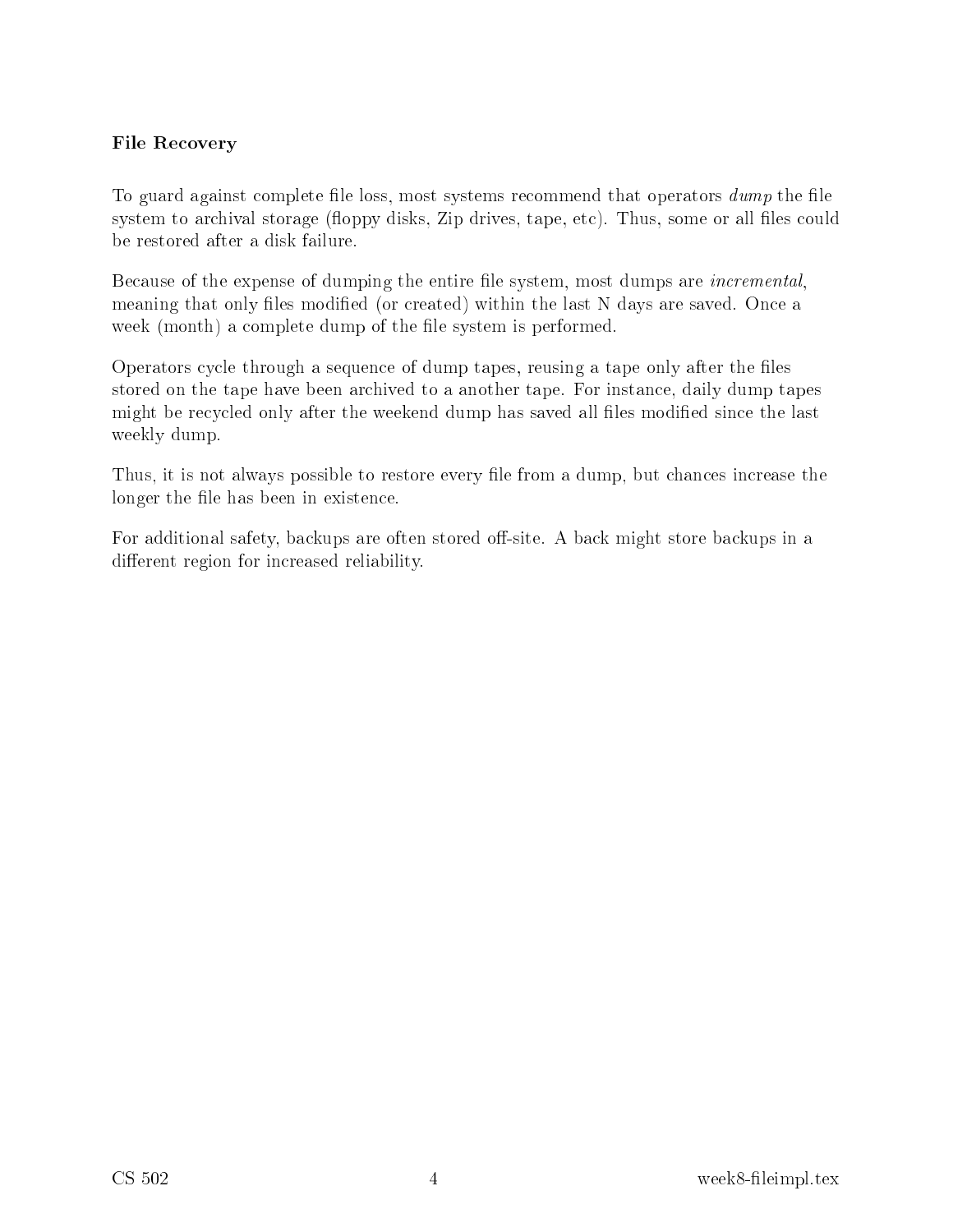### File Recovery

To guard against complete file loss, most systems recommend that operators *dump* the file system to archival storage (floppy disks, Zip drives, tape, etc). Thus, some or all files could be restored after a disk failure.

Because of the expense of dumping the entire file system, most dumps are *incremental*, meaning that only files modified (or created) within the last N days are saved. Once a week (month) a complete dump of the file system is performed.

Operators cycle through a sequence of dump tapes, reusing a tape only after the files stored on the tape have been archived to a another tape. For instance, daily dump tapes might be recycled only after the weekend dump has saved all files modified since the last weekly dump.

Thus, it is not always possible to restore every file from a dump, but chances increase the longer the file has been in existence.

For additional safety, backups are often stored off-site. A back might store backups in a different region for increased reliability.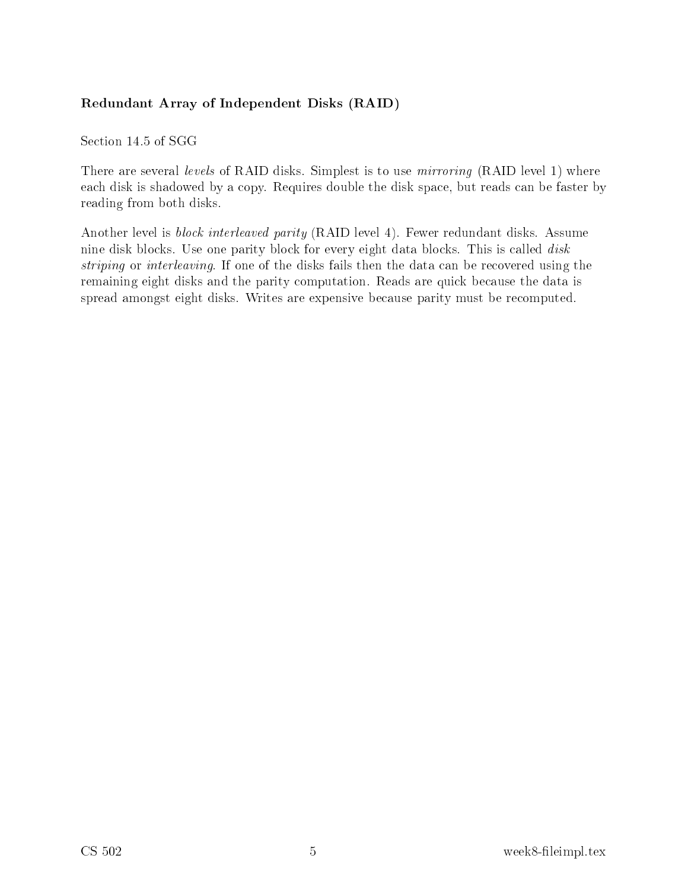**Redundant Array of Independent Disks (RAID)**

Section 14.5 of SGG

There are several *levels* of RAID disks. Simplest is to use *mirroring* (RAID level 1) where each disk is shadowed by a copy. Requires double the disk space, but reads can be faster by reading from both disks.

Another level is *block interleaved parity* (RAID level 4). Fewer redundant disks. Assume nine disk blocks. Use one parity block for every eight data blocks. This is called *disk striping* or *interleaving*. If one of the disks fails then the data can be recovered using the remaining eight disks and the parity computation. Reads are quick because the data is spread amongst eight disks. Writes are expensive because parity must be recomputed.